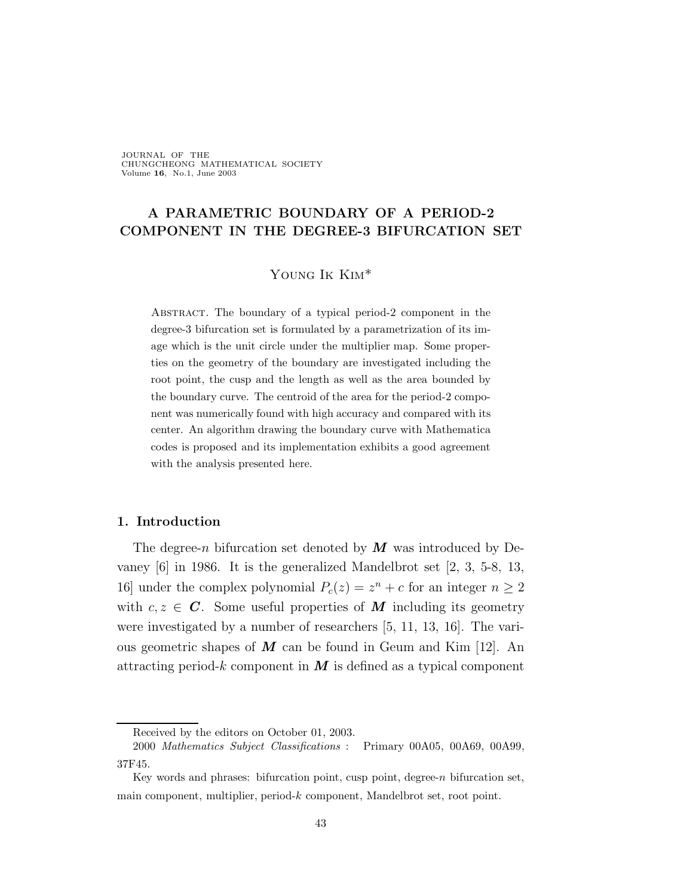JOURNAL OF THE
CHUNGCHEONG MATHEMATICAL SOCIETY
Volume **16**, No.1, June 2003

# A PARAMETRIC BOUNDARY OF A PERIOD-2 COMPONENT IN THE DEGREE-3 BIFURCATION SET

Young Ik Kim*

Abstract. The boundary of a typical period-2 component in the degree-3 bifurcation set is formulated by a parametrization of its image which is the unit circle under the multiplier map. Some properties on the geometry of the boundary are investigated including the root point, the cusp and the length as well as the area bounded by the boundary curve. The centroid of the area for the period-2 component was numerically found with high accuracy and compared with its center. An algorithm drawing the boundary curve with Mathematica codes is proposed and its implementation exhibits a good agreement with the analysis presented here.

## 1. Introduction

The degree-$n$ bifurcation set denoted by $\boldsymbol{M}$ was introduced by Devaney [6] in 1986. It is the generalized Mandelbrot set [2, 3, 5-8, 13, 16] under the complex polynomial $P_c(z) = z^n + c$ for an integer $n \geq 2$ with $c, z \in \boldsymbol{C}$. Some useful properties of $\boldsymbol{M}$ including its geometry were investigated by a number of researchers [5, 11, 13, 16]. The various geometric shapes of $\boldsymbol{M}$ can be found in Geum and Kim [12]. An attracting period-$k$ component in $\boldsymbol{M}$ is defined as a typical component

---

Received by the editors on October 01, 2003.

2000 *Mathematics Subject Classifications* : Primary 00A05, 00A69, 00A99, 37F45.

Key words and phrases: bifurcation point, cusp point, degree-$n$ bifurcation set, main component, multiplier, period-$k$ component, Mandelbrot set, root point.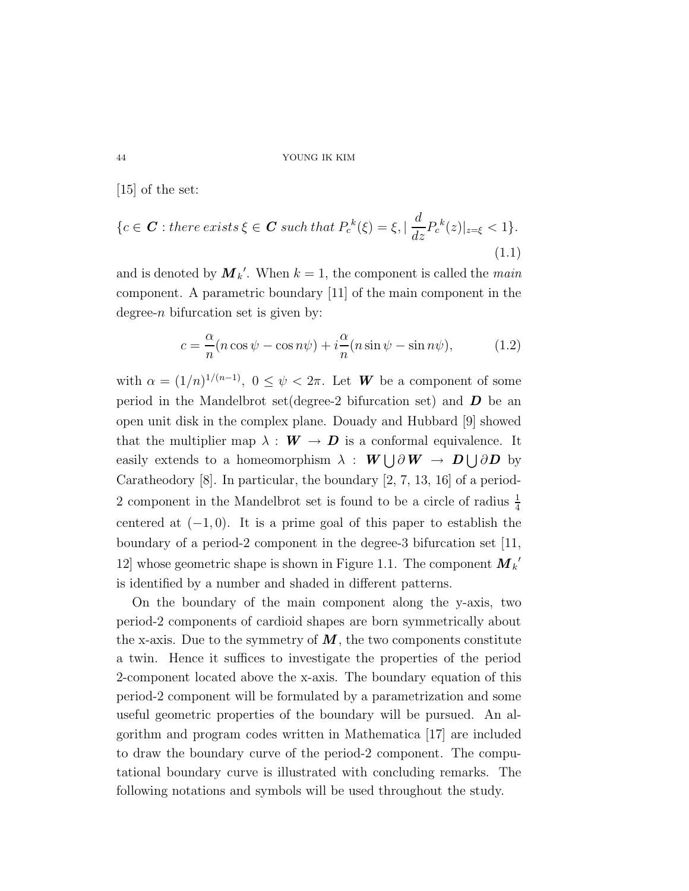[15] of the set:

$$\{c \in \boldsymbol{C} : there\ exists\ \xi \in \boldsymbol{C}\ such\ that\ {P_c}^k(\xi) = \xi, |\frac{d}{dz}{P_c}^k(z)|_{z=\xi} < 1\}. \tag{1.1}$$

and is denoted by ${\boldsymbol{M}_k}'$. When $k = 1$, the component is called the *main* component. A parametric boundary [11] of the main component in the degree-$n$ bifurcation set is given by:

$$c = \frac{\alpha}{n}(n \cos \psi - \cos n\psi) + i\frac{\alpha}{n}(n \sin \psi - \sin n\psi), \tag{1.2}$$

with $\alpha = (1/n)^{1/(n-1)}$, $0 \leq \psi < 2\pi$. Let $\boldsymbol{W}$ be a component of some period in the Mandelbrot set(degree-2 bifurcation set) and $\boldsymbol{D}$ be an open unit disk in the complex plane. Douady and Hubbard [9] showed that the multiplier map $\lambda : \boldsymbol{W} \to \boldsymbol{D}$ is a conformal equivalence. It easily extends to a homeomorphism $\lambda : \boldsymbol{W} \bigcup \partial \boldsymbol{W} \to \boldsymbol{D} \bigcup \partial \boldsymbol{D}$ by Caratheodory [8]. In particular, the boundary [2, 7, 13, 16] of a period-2 component in the Mandelbrot set is found to be a circle of radius $\frac{1}{4}$ centered at $(-1, 0)$. It is a prime goal of this paper to establish the boundary of a period-2 component in the degree-3 bifurcation set [11, 12] whose geometric shape is shown in Figure 1.1. The component ${\boldsymbol{M}_k}'$ is identified by a number and shaded in different patterns.

On the boundary of the main component along the y-axis, two period-2 components of cardioid shapes are born symmetrically about the x-axis. Due to the symmetry of $\boldsymbol{M}$, the two components constitute a twin. Hence it suffices to investigate the properties of the period 2-component located above the x-axis. The boundary equation of this period-2 component will be formulated by a parametrization and some useful geometric properties of the boundary will be pursued. An algorithm and program codes written in Mathematica [17] are included to draw the boundary curve of the period-2 component. The computational boundary curve is illustrated with concluding remarks. The following notations and symbols will be used throughout the study.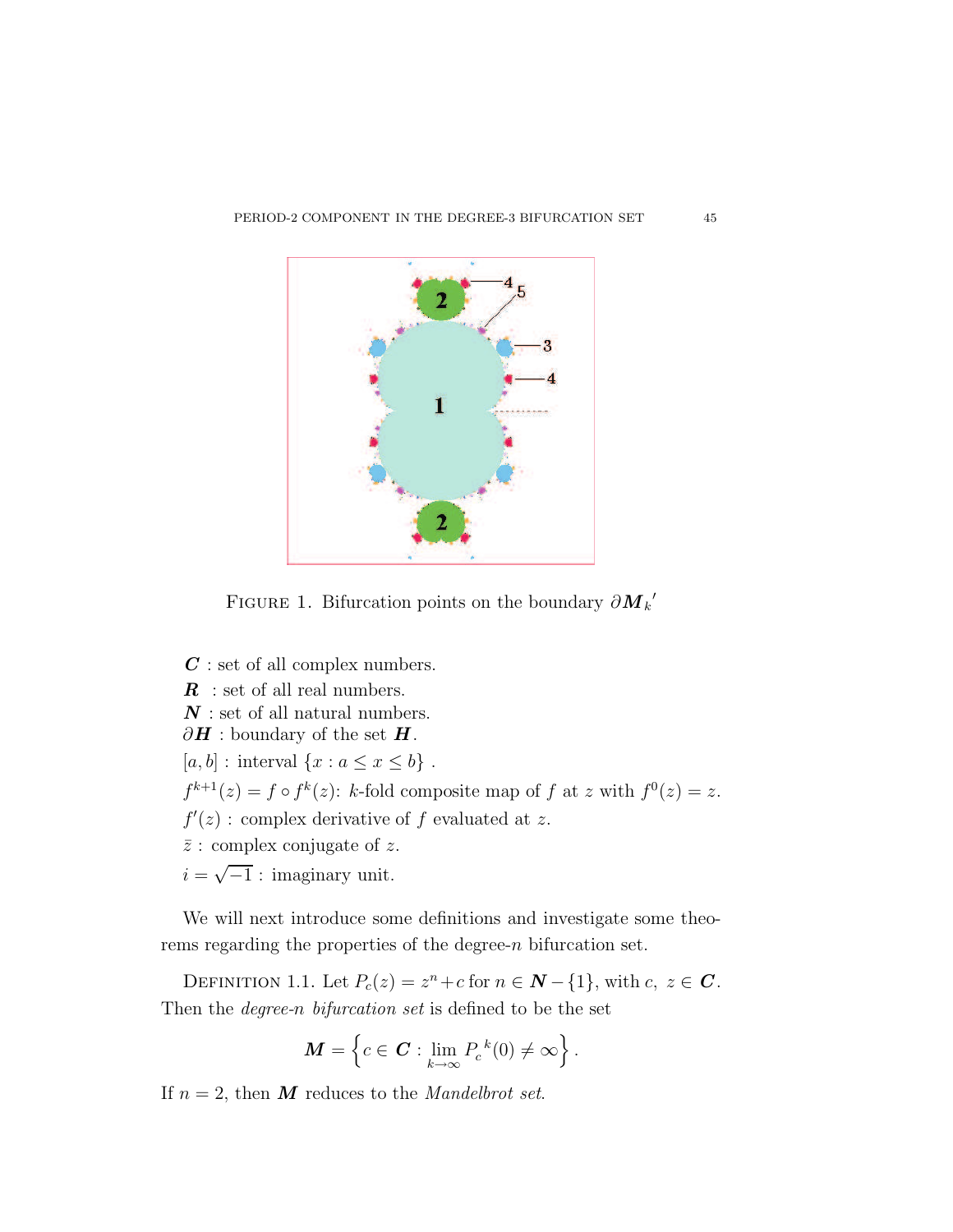1
2
2
3
4
4
5

FIGURE 1. Bifurcation points on the boundary $\partial \boldsymbol{M}_k{}'$

$\boldsymbol{C}$ : set of all complex numbers.
$\boldsymbol{R}$ : set of all real numbers.
$\boldsymbol{N}$ : set of all natural numbers.
$\partial \boldsymbol{H}$ : boundary of the set $\boldsymbol{H}$.
$[a, b]$ : interval $\{x : a \le x \le b\}$ .
$f^{k+1}(z) = f \circ f^k(z)$: $k$-fold composite map of $f$ at $z$ with $f^0(z) = z$.
$f'(z)$ : complex derivative of $f$ evaluated at $z$.
$\bar{z}$ : complex conjugate of $z$.
$i = \sqrt{-1}$ : imaginary unit.

We will next introduce some definitions and investigate some theorems regarding the properties of the degree-$n$ bifurcation set.

DEFINITION 1.1. Let $P_c(z) = z^n + c$ for $n \in \boldsymbol{N} - \{1\}$, with $c,\ z \in \boldsymbol{C}$. Then the *degree-n bifurcation set* is defined to be the set

$$\boldsymbol{M} = \left\{ c \in \boldsymbol{C} : \lim_{k \to \infty} P_c{}^k(0) \neq \infty \right\}.$$

If $n = 2$, then $\boldsymbol{M}$ reduces to the *Mandelbrot set*.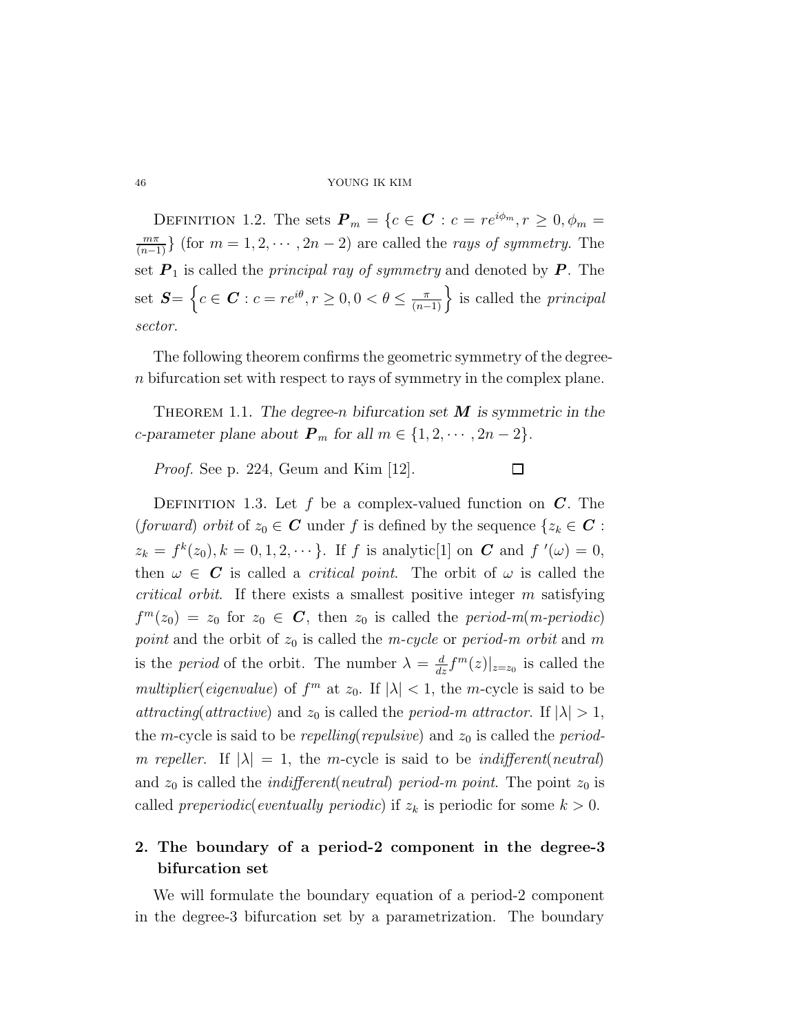Definition 1.2. The sets $\boldsymbol{P}_m = \{c \in \boldsymbol{C} : c = re^{i\phi_m}, r \geq 0, \phi_m = \frac{m\pi}{(n-1)}\}$ (for $m = 1, 2, \cdots, 2n-2$) are called the *rays of symmetry*. The set $\boldsymbol{P}_1$ is called the *principal ray of symmetry* and denoted by $\boldsymbol{P}$. The set $\boldsymbol{S} = \left\{c \in \boldsymbol{C} : c = re^{i\theta}, r \geq 0, 0 < \theta \leq \frac{\pi}{(n-1)}\right\}$ is called the *principal sector*.

The following theorem confirms the geometric symmetry of the degree-$n$ bifurcation set with respect to rays of symmetry in the complex plane.

Theorem 1.1. *The degree-$n$ bifurcation set $\boldsymbol{M}$ is symmetric in the $c$-parameter plane about $\boldsymbol{P}_m$ for all $m \in \{1, 2, \cdots, 2n-2\}$.*

*Proof.* See p. 224, Geum and Kim [12]. □

Definition 1.3. Let $f$ be a complex-valued function on $\boldsymbol{C}$. The (*forward*) *orbit* of $z_0 \in \boldsymbol{C}$ under $f$ is defined by the sequence $\{z_k \in \boldsymbol{C} : z_k = f^k(z_0), k = 0, 1, 2, \cdots\}$. If $f$ is analytic[1] on $\boldsymbol{C}$ and $f'(\omega) = 0$, then $\omega \in \boldsymbol{C}$ is called a *critical point*. The orbit of $\omega$ is called the *critical orbit*. If there exists a smallest positive integer $m$ satisfying $f^m(z_0) = z_0$ for $z_0 \in \boldsymbol{C}$, then $z_0$ is called the *period-$m$*(*$m$-periodic*) *point* and the orbit of $z_0$ is called the *$m$-cycle* or *period-$m$ orbit* and $m$ is the *period* of the orbit. The number $\lambda = \frac{d}{dz}f^m(z)|_{z=z_0}$ is called the *multiplier*(*eigenvalue*) of $f^m$ at $z_0$. If $|\lambda| < 1$, the $m$-cycle is said to be *attracting*(*attractive*) and $z_0$ is called the *period-$m$ attractor*. If $|\lambda| > 1$, the $m$-cycle is said to be *repelling*(*repulsive*) and $z_0$ is called the *period-$m$ repeller*. If $|\lambda| = 1$, the $m$-cycle is said to be *indifferent*(*neutral*) and $z_0$ is called the *indifferent*(*neutral*) *period-$m$ point*. The point $z_0$ is called *preperiodic*(*eventually periodic*) if $z_k$ is periodic for some $k > 0$.

## 2. The boundary of a period-2 component in the degree-3 bifurcation set

We will formulate the boundary equation of a period-2 component in the degree-3 bifurcation set by a parametrization. The boundary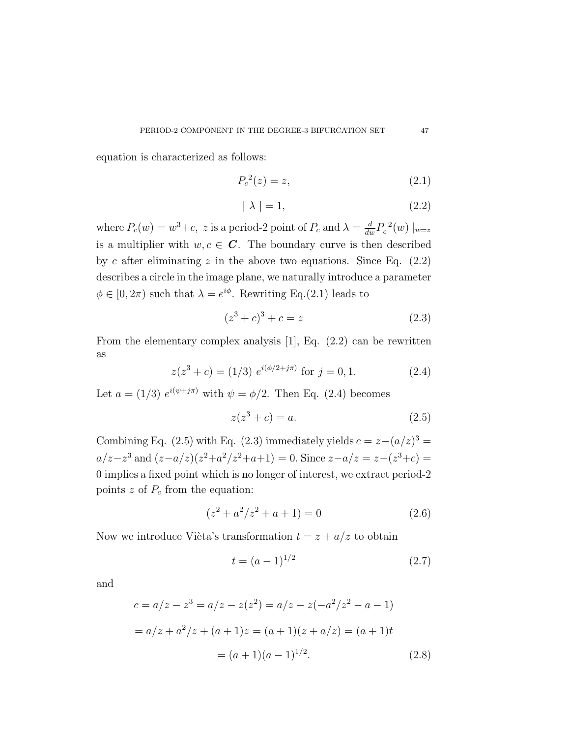equation is characterized as follows:

$$P_c{}^2(z) = z, \tag{2.1}$$

$$\mid \lambda \mid = 1, \tag{2.2}$$

where $P_c(w) = w^3 + c$, $z$ is a period-2 point of $P_c$ and $\lambda = \frac{d}{dw}P_c{}^2(w) \mid_{w=z}$ is a multiplier with $w, c \in \boldsymbol{C}$. The boundary curve is then described by $c$ after eliminating $z$ in the above two equations. Since Eq. (2.2) describes a circle in the image plane, we naturally introduce a parameter $\phi \in [0, 2\pi)$ such that $\lambda = e^{i\phi}$. Rewriting Eq.(2.1) leads to

$$(z^3 + c)^3 + c = z \tag{2.3}$$

From the elementary complex analysis [1], Eq. (2.2) can be rewritten as

$$z(z^3 + c) = (1/3)\ e^{i(\phi/2 + j\pi)} \text{ for } j = 0, 1. \tag{2.4}$$

Let $a = (1/3)\ e^{i(\psi + j\pi)}$ with $\psi = \phi/2$. Then Eq. (2.4) becomes

$$z(z^3 + c) = a. \tag{2.5}$$

Combining Eq. (2.5) with Eq. (2.3) immediately yields $c = z - (a/z)^3 = a/z - z^3$ and $(z - a/z)(z^2 + a^2/z^2 + a + 1) = 0$. Since $z - a/z = z - (z^3 + c) = 0$ implies a fixed point which is no longer of interest, we extract period-2 points $z$ of $P_c$ from the equation:

$$(z^2 + a^2/z^2 + a + 1) = 0 \tag{2.6}$$

Now we introduce Vièta's transformation $t = z + a/z$ to obtain

$$t = (a - 1)^{1/2} \tag{2.7}$$

and

$$\begin{aligned} c &= a/z - z^3 = a/z - z(z^2) = a/z - z(-a^2/z^2 - a - 1) \\ &= a/z + a^2/z + (a + 1)z = (a + 1)(z + a/z) = (a + 1)t \\ &= (a + 1)(a - 1)^{1/2}. \end{aligned} \tag{2.8}$$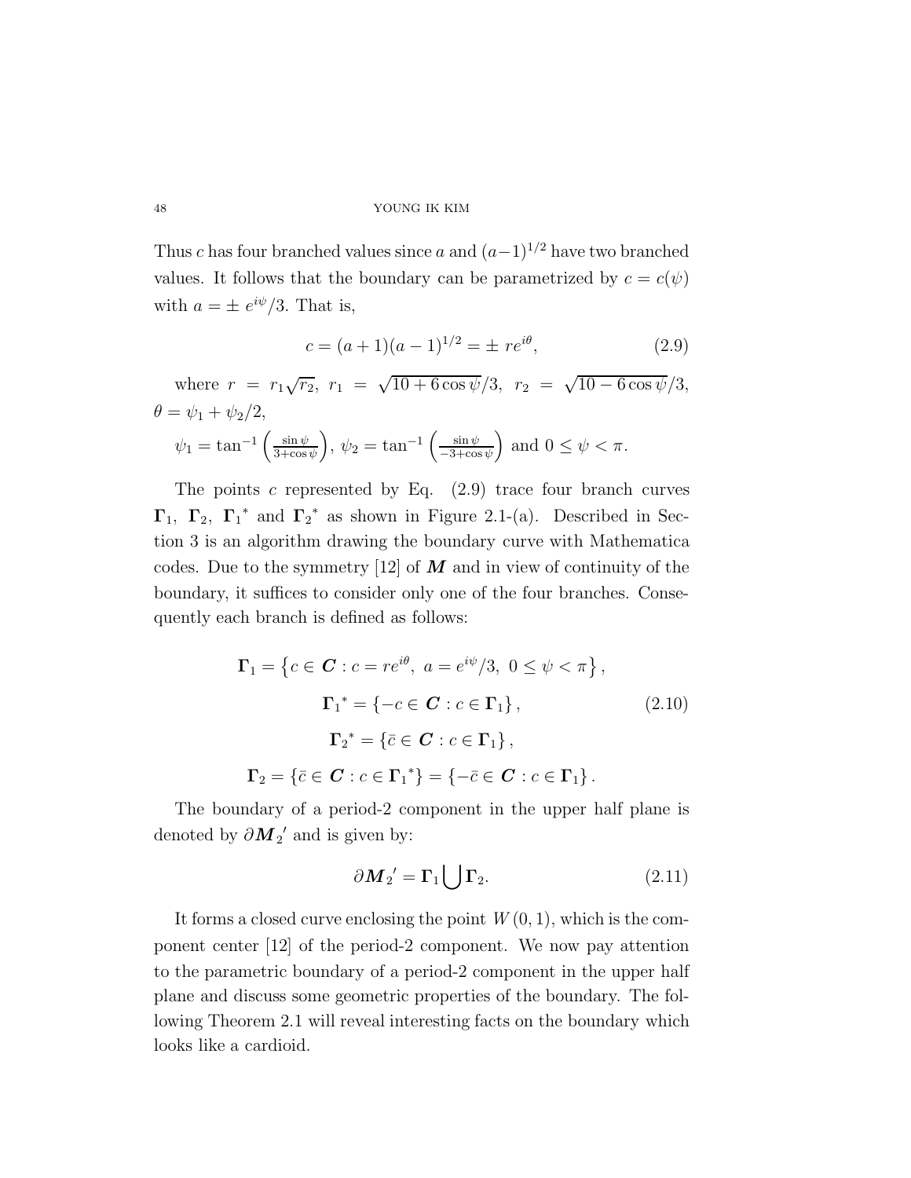Thus $c$ has four branched values since $a$ and $(a-1)^{1/2}$ have two branched values. It follows that the boundary can be parametrized by $c = c(\psi)$ with $a = \pm\, e^{i\psi}/3$. That is,

$$c = (a+1)(a-1)^{1/2} = \pm\; re^{i\theta}, \tag{2.9}$$

where $r = r_1\sqrt{r_2},\ r_1 = \sqrt{10+6\cos\psi}/3,\ r_2 = \sqrt{10-6\cos\psi}/3$, $\theta = \psi_1 + \psi_2/2$,

$\psi_1 = \tan^{-1}\left(\frac{\sin\psi}{3+\cos\psi}\right),\ \psi_2 = \tan^{-1}\left(\frac{\sin\psi}{-3+\cos\psi}\right)$ and $0 \le \psi < \pi$.

The points $c$ represented by Eq. (2.9) trace four branch curves $\mathbf{\Gamma}_1,\ \mathbf{\Gamma}_2,\ {\mathbf{\Gamma}_1}^*$ and ${\mathbf{\Gamma}_2}^*$ as shown in Figure 2.1-(a). Described in Section 3 is an algorithm drawing the boundary curve with Mathematica codes. Due to the symmetry [12] of $\boldsymbol{M}$ and in view of continuity of the boundary, it suffices to consider only one of the four branches. Consequently each branch is defined as follows:

$$\begin{aligned}
\mathbf{\Gamma}_1 &= \left\{c \in \boldsymbol{C} : c = re^{i\theta},\ a = e^{i\psi}/3,\ 0 \le \psi < \pi\right\}, \\
{\mathbf{\Gamma}_1}^* &= \left\{-c \in \boldsymbol{C} : c \in \mathbf{\Gamma}_1\right\}, \\
{\mathbf{\Gamma}_2}^* &= \left\{\bar{c} \in \boldsymbol{C} : c \in \mathbf{\Gamma}_1\right\}, \\
\mathbf{\Gamma}_2 &= \left\{\bar{c} \in \boldsymbol{C} : c \in {\mathbf{\Gamma}_1}^*\right\} = \left\{-\bar{c} \in \boldsymbol{C} : c \in \mathbf{\Gamma}_1\right\}.
\end{aligned} \tag{2.10}$$

The boundary of a period-2 component in the upper half plane is denoted by $\partial{\boldsymbol{M}_2}'$ and is given by:

$$\partial{\boldsymbol{M}_2}' = \mathbf{\Gamma}_1 \bigcup \mathbf{\Gamma}_2. \tag{2.11}$$

It forms a closed curve enclosing the point $W(0,1)$, which is the component center [12] of the period-2 component. We now pay attention to the parametric boundary of a period-2 component in the upper half plane and discuss some geometric properties of the boundary. The following Theorem 2.1 will reveal interesting facts on the boundary which looks like a cardioid.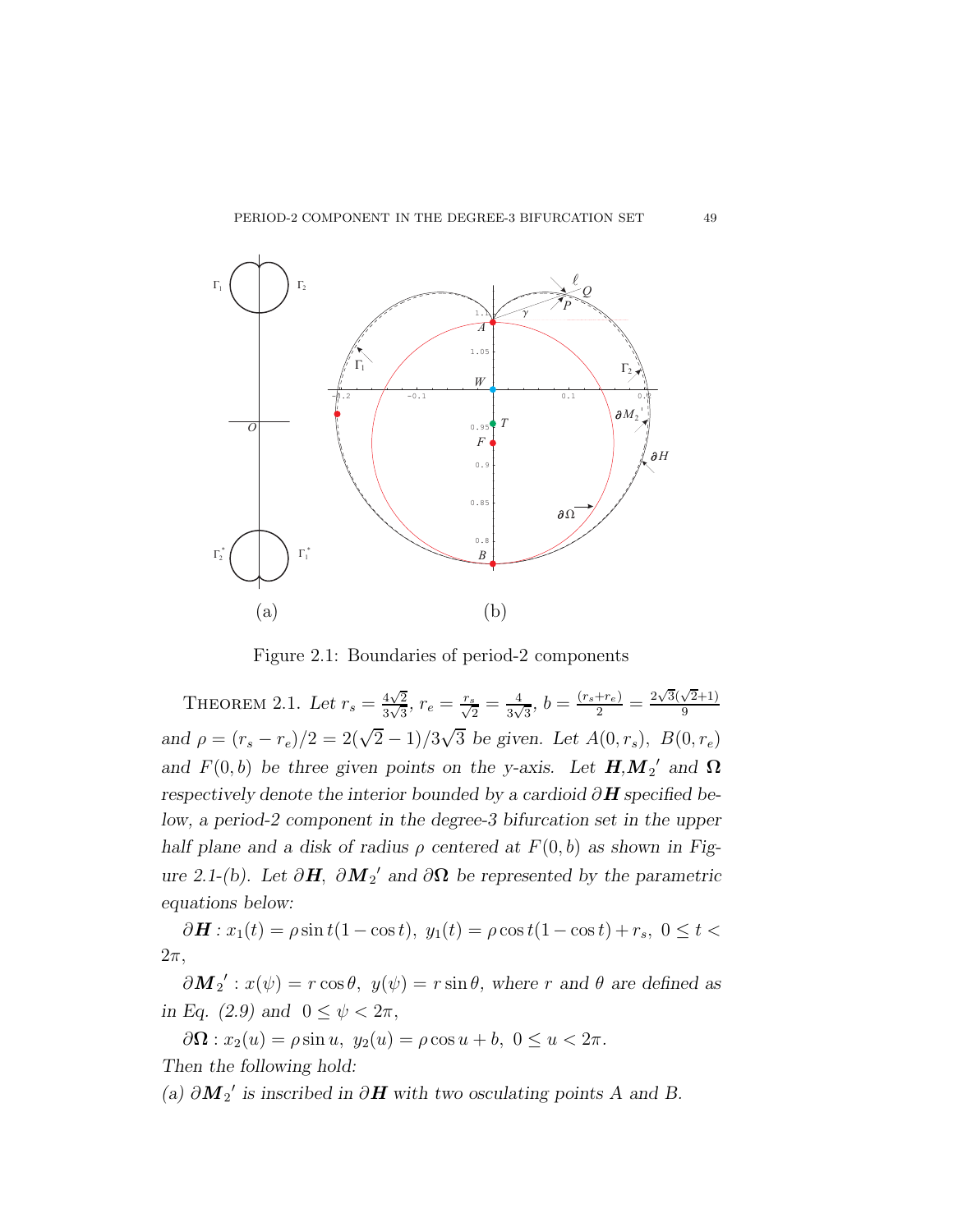Γ1
Γ2
O
Γ2*
Γ1*
(a)

ℓ
Q
P
γ
1.1
A
1.05
W
Γ1
Γ2
-0.2
-0.1
0.1
0.2
0.95
T
F
∂M2'
∂H
0.9
0.85
∂Ω
0.8
B
(b)

Figure 2.1: Boundaries of period-2 components

THEOREM 2.1. *Let $r_s = \frac{4\sqrt{2}}{3\sqrt{3}}$, $r_e = \frac{r_s}{\sqrt{2}} = \frac{4}{3\sqrt{3}}$, $b = \frac{(r_s+r_e)}{2} = \frac{2\sqrt{3}(\sqrt{2}+1)}{9}$ and $\rho = (r_s - r_e)/2 = 2(\sqrt{2}-1)/3\sqrt{3}$ be given. Let $A(0, r_s)$, $B(0, r_e)$ and $F(0, b)$ be three given points on the y-axis. Let $\boldsymbol{H}$,$\boldsymbol{M}_2{}'$ and $\boldsymbol{\Omega}$ respectively denote the interior bounded by a cardioid $\partial\boldsymbol{H}$ specified below, a period-2 component in the degree-3 bifurcation set in the upper half plane and a disk of radius $\rho$ centered at $F(0, b)$ as shown in Figure 2.1-(b). Let $\partial\boldsymbol{H}$, $\partial\boldsymbol{M}_2{}'$ and $\partial\boldsymbol{\Omega}$ be represented by the parametric equations below:*

$\partial\boldsymbol{H} : x_1(t) = \rho \sin t(1 - \cos t),\ y_1(t) = \rho \cos t(1 - \cos t) + r_s,\ 0 \le t < 2\pi,$

$\partial\boldsymbol{M}_2{}' : x(\psi) = r \cos\theta,\ y(\psi) = r \sin\theta,$ *where $r$ and $\theta$ are defined as in Eq. (2.9) and* $0 \le \psi < 2\pi,$

$\partial\boldsymbol{\Omega} : x_2(u) = \rho \sin u,\ y_2(u) = \rho \cos u + b,\ 0 \le u < 2\pi.$

*Then the following hold:*

*(a) $\partial\boldsymbol{M}_2{}'$ is inscribed in $\partial\boldsymbol{H}$ with two osculating points $A$ and $B$.*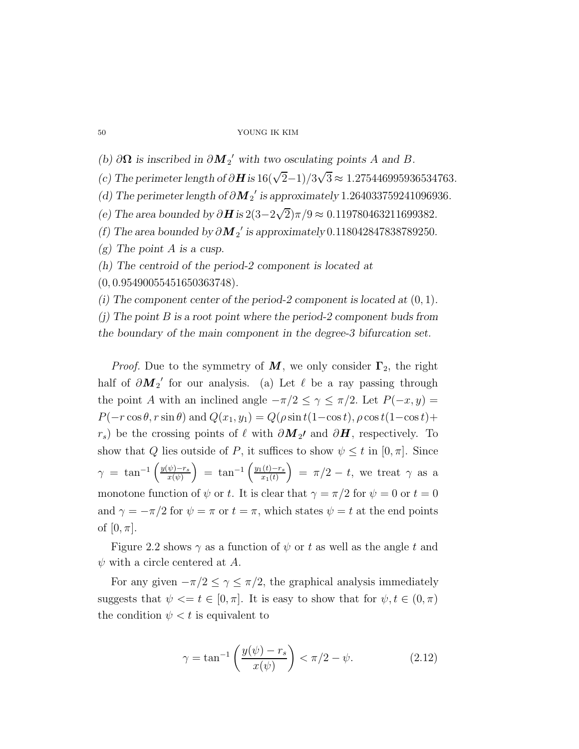*(b) $\partial\boldsymbol{\Omega}$ is inscribed in $\partial\boldsymbol{M}_2{}'$ with two osculating points $A$ and $B$.*

*(c) The perimeter length of $\partial\boldsymbol{H}$ is $16(\sqrt{2}-1)/3\sqrt{3} \approx 1.275446995936534763$.*

*(d) The perimeter length of $\partial\boldsymbol{M}_2{}'$ is approximately $1.264033759241096936$.*

*(e) The area bounded by $\partial\boldsymbol{H}$ is $2(3-2\sqrt{2})\pi/9 \approx 0.119780463211699382$.*

*(f) The area bounded by $\partial\boldsymbol{M}_2{}'$ is approximately $0.118042847838789250$.*

*(g) The point $A$ is a cusp.*

*(h) The centroid of the period-2 component is located at $(0, 0.954900554516503637 48)$.*

*(i) The component center of the period-2 component is located at $(0, 1)$.*

*(j) The point $B$ is a root point where the period-2 component buds from the boundary of the main component in the degree-3 bifurcation set.*

*Proof.* Due to the symmetry of $\boldsymbol{M}$, we only consider $\boldsymbol{\Gamma}_2$, the right half of $\partial\boldsymbol{M}_2{}'$ for our analysis. (a) Let $\ell$ be a ray passing through the point $A$ with an inclined angle $-\pi/2 \le \gamma \le \pi/2$. Let $P(-x, y) = P(-r\cos\theta, r\sin\theta)$ and $Q(x_1, y_1) = Q(\rho\sin t(1-\cos t), \rho\cos t(1-\cos t)+r_s)$ be the crossing points of $\ell$ with $\partial\boldsymbol{M}_2\boldsymbol{\prime}$ and $\partial\boldsymbol{H}$, respectively. To show that $Q$ lies outside of $P$, it suffices to show $\psi \le t$ in $[0, \pi]$. Since $\gamma = \tan^{-1}\left(\frac{y(\psi)-r_s}{x(\psi)}\right) = \tan^{-1}\left(\frac{y_1(t)-r_s}{x_1(t)}\right) = \pi/2 - t$, we treat $\gamma$ as a monotone function of $\psi$ or $t$. It is clear that $\gamma = \pi/2$ for $\psi = 0$ or $t = 0$ and $\gamma = -\pi/2$ for $\psi = \pi$ or $t = \pi$, which states $\psi = t$ at the end points of $[0, \pi]$.

Figure 2.2 shows $\gamma$ as a function of $\psi$ or $t$ as well as the angle $t$ and $\psi$ with a circle centered at $A$.

For any given $-\pi/2 \le \gamma \le \pi/2$, the graphical analysis immediately suggests that $\psi <= t \in [0, \pi]$. It is easy to show that for $\psi, t \in (0, \pi)$ the condition $\psi < t$ is equivalent to

$$\gamma = \tan^{-1}\left(\frac{y(\psi) - r_s}{x(\psi)}\right) < \pi/2 - \psi. \tag{2.12}$$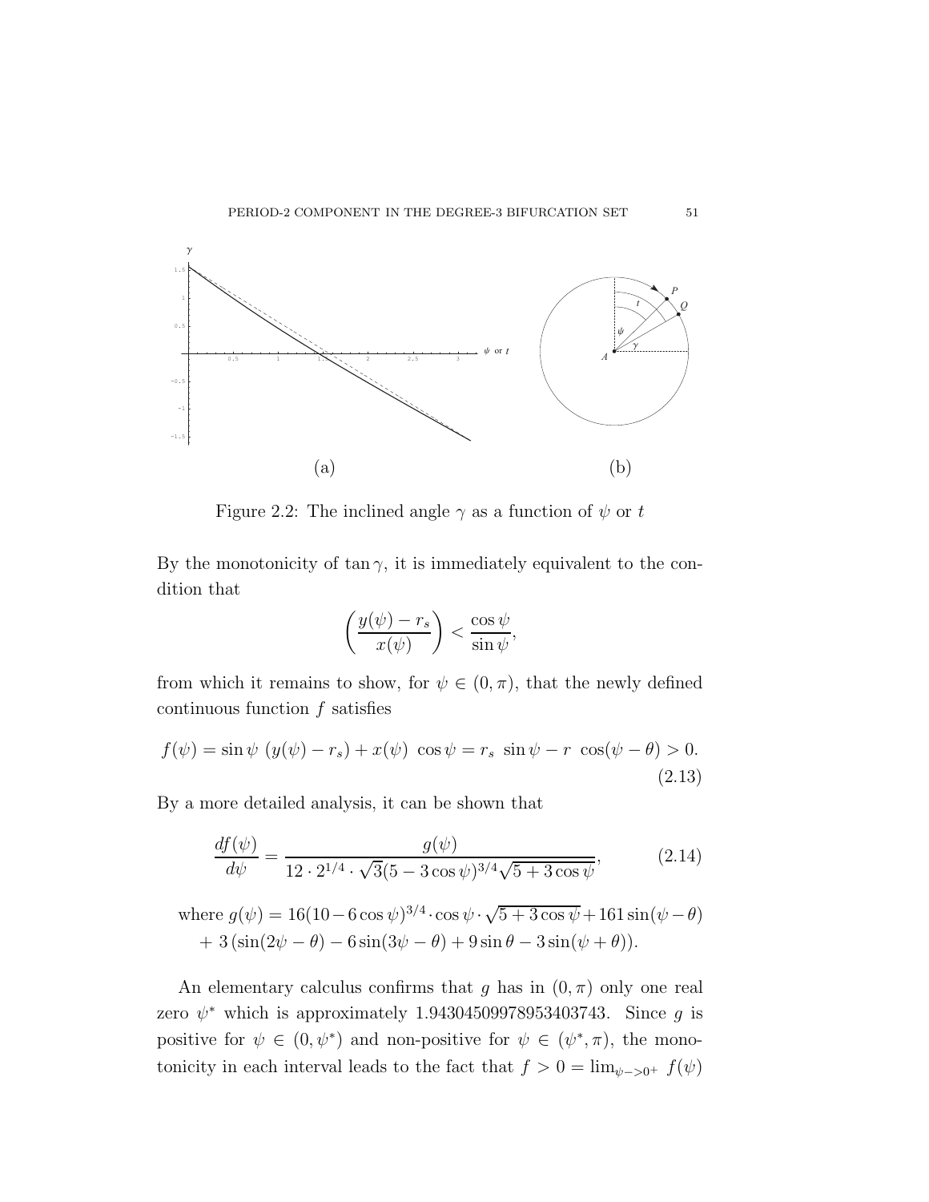γ

1.5

1

0.5

0.5 1 1.5 2 2.5 3 ψ or t

−0.5

−1

−1.5

(a)

P

Q

t

ψ

γ

A

(b)

Figure 2.2: The inclined angle $\gamma$ as a function of $\psi$ or $t$

By the monotonicity of $\tan\gamma$, it is immediately equivalent to the condition that

$$\left(\frac{y(\psi) - r_s}{x(\psi)}\right) < \frac{\cos\psi}{\sin\psi},$$

from which it remains to show, for $\psi \in (0, \pi)$, that the newly defined continuous function $f$ satisfies

$$f(\psi) = \sin\psi\ (y(\psi) - r_s) + x(\psi)\ \cos\psi = r_s\ \sin\psi - r\ \cos(\psi - \theta) > 0. \tag{2.13}$$

By a more detailed analysis, it can be shown that

$$\frac{df(\psi)}{d\psi} = \frac{g(\psi)}{12 \cdot 2^{1/4} \cdot \sqrt{3}(5 - 3\cos\psi)^{3/4}\sqrt{5 + 3\cos\psi}}, \tag{2.14}$$

where $g(\psi) = 16(10 - 6\cos\psi)^{3/4} \cdot \cos\psi \cdot \sqrt{5 + 3\cos\psi} + 161\sin(\psi - \theta)$
$+\ 3\left(\sin(2\psi - \theta) - 6\sin(3\psi - \theta) + 9\sin\theta - 3\sin(\psi + \theta)\right).$

An elementary calculus confirms that $g$ has in $(0, \pi)$ only one real zero $\psi^*$ which is approximately 1.94304509978953403743. Since $g$ is positive for $\psi \in (0, \psi^*)$ and non-positive for $\psi \in (\psi^*, \pi)$, the monotonicity in each interval leads to the fact that $f > 0 = \lim_{\psi \to 0^+} f(\psi)$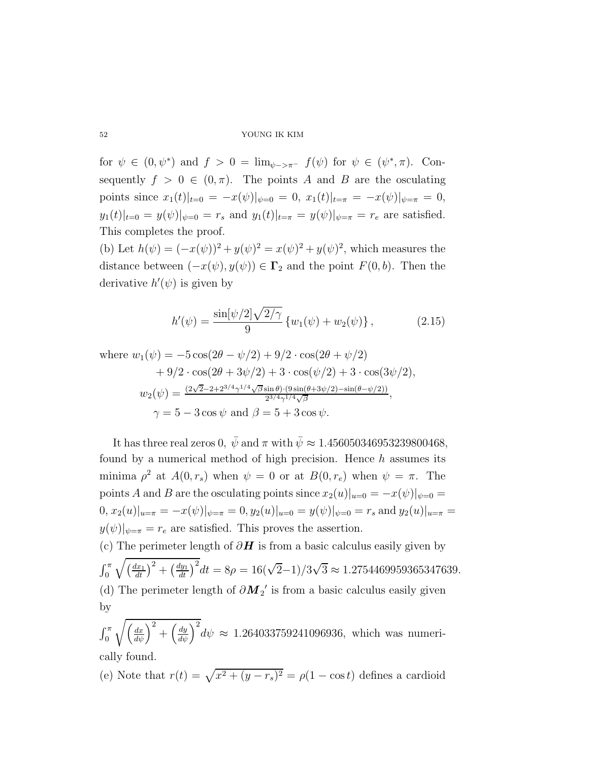for $\psi \in (0, \psi^*)$ and $f > 0 = \lim_{\psi -> \pi^-} f(\psi)$ for $\psi \in (\psi^*, \pi)$. Consequently $f > 0 \in (0, \pi)$. The points $A$ and $B$ are the osculating points since $x_1(t)|_{t=0} = -x(\psi)|_{\psi=0} = 0$, $x_1(t)|_{t=\pi} = -x(\psi)|_{\psi=\pi} = 0$, $y_1(t)|_{t=0} = y(\psi)|_{\psi=0} = r_s$ and $y_1(t)|_{t=\pi} = y(\psi)|_{\psi=\pi} = r_e$ are satisfied. This completes the proof.

(b) Let $h(\psi) = (-x(\psi))^2 + y(\psi)^2 = x(\psi)^2 + y(\psi)^2$, which measures the distance between $(-x(\psi), y(\psi)) \in \mathbf{\Gamma}_2$ and the point $F(0, b)$. Then the derivative $h'(\psi)$ is given by

$$h'(\psi) = \frac{\sin[\psi/2]\sqrt{2/\gamma}}{9} \left\{ w_1(\psi) + w_2(\psi) \right\}, \tag{2.15}$$

where $w_1(\psi) = -5\cos(2\theta - \psi/2) + 9/2 \cdot \cos(2\theta + \psi/2)$
$+ 9/2 \cdot \cos(2\theta + 3\psi/2) + 3 \cdot \cos(\psi/2) + 3 \cdot \cos(3\psi/2)$,
$w_2(\psi) = \frac{(2\sqrt{2} - 2 + 2^{3/4}\gamma^{1/4}\sqrt{\beta}\sin\theta)\cdot(9\sin(\theta + 3\psi/2) - \sin(\theta - \psi/2))}{2^{3/4}\gamma^{1/4}\sqrt{\beta}}$,
$\gamma = 5 - 3\cos\psi$ and $\beta = 5 + 3\cos\psi$.

It has three real zeros $0$, $\bar{\psi}$ and $\pi$ with $\bar{\psi} \approx 1.456050346953239800468$, found by a numerical method of high precision. Hence $h$ assumes its minima $\rho^2$ at $A(0, r_s)$ when $\psi = 0$ or at $B(0, r_e)$ when $\psi = \pi$. The points $A$ and $B$ are the osculating points since $x_2(u)|_{u=0} = -x(\psi)|_{\psi=0} = 0$, $x_2(u)|_{u=\pi} = -x(\psi)|_{\psi=\pi} = 0$, $y_2(u)|_{u=0} = y(\psi)|_{\psi=0} = r_s$ and $y_2(u)|_{u=\pi} = y(\psi)|_{\psi=\pi} = r_e$ are satisfied. This proves the assertion.

(c) The perimeter length of $\partial \boldsymbol{H}$ is from a basic calculus easily given by $\int_0^\pi \sqrt{\left(\frac{dx_1}{dt}\right)^2 + \left(\frac{dy_1}{dt}\right)^2} dt = 8\rho = 16(\sqrt{2}-1)/3\sqrt{3} \approx 1.2754469959365347639$.

(d) The perimeter length of $\partial \boldsymbol{M}_2{}'$ is from a basic calculus easily given by

$\int_0^\pi \sqrt{\left(\frac{dx}{d\psi}\right)^2 + \left(\frac{dy}{d\psi}\right)^2} d\psi \approx 1.264033759241096936$, which was numerically found.

(e) Note that $r(t) = \sqrt{x^2 + (y - r_s)^2} = \rho(1 - \cos t)$ defines a cardioid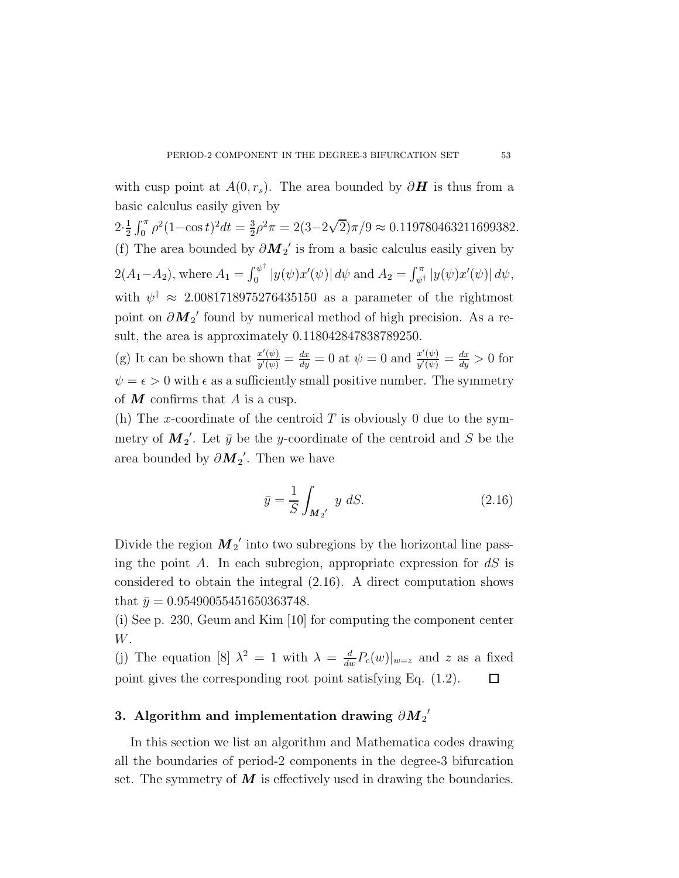with cusp point at $A(0, r_s)$. The area bounded by $\partial \boldsymbol{H}$ is thus from a basic calculus easily given by

$2 \cdot \frac{1}{2} \int_0^{\pi} \rho^2 (1 - \cos t)^2 dt = \frac{3}{2} \rho^2 \pi = 2(3 - 2\sqrt{2})\pi/9 \approx 0.119780463211699382.$

(f) The area bounded by $\partial \boldsymbol{M}_2{}'$ is from a basic calculus easily given by $2(A_1 - A_2)$, where $A_1 = \int_0^{\psi^\dagger} |y(\psi) x'(\psi)| \, d\psi$ and $A_2 = \int_{\psi^\dagger}^{\pi} |y(\psi) x'(\psi)| \, d\psi$, with $\psi^\dagger \approx 2.0081718975276435150$ as a parameter of the rightmost point on $\partial \boldsymbol{M}_2{}'$ found by numerical method of high precision. As a result, the area is approximately 0.118042847838789250.

(g) It can be shown that $\frac{x'(\psi)}{y'(\psi)} = \frac{dx}{dy} = 0$ at $\psi = 0$ and $\frac{x'(\psi)}{y'(\psi)} = \frac{dx}{dy} > 0$ for $\psi = \epsilon > 0$ with $\epsilon$ as a sufficiently small positive number. The symmetry of $\boldsymbol{M}$ confirms that $A$ is a cusp.

(h) The $x$-coordinate of the centroid $T$ is obviously 0 due to the symmetry of $\boldsymbol{M}_2{}'$. Let $\bar{y}$ be the $y$-coordinate of the centroid and $S$ be the area bounded by $\partial \boldsymbol{M}_2{}'$. Then we have

$$\bar{y} = \frac{1}{S} \int_{\boldsymbol{M}_2{}'} y \; dS. \tag{2.16}$$

Divide the region $\boldsymbol{M}_2{}'$ into two subregions by the horizontal line passing the point $A$. In each subregion, appropriate expression for $dS$ is considered to obtain the integral (2.16). A direct computation shows that $\bar{y} = 0.95490055451650363748$.

(i) See p. 230, Geum and Kim [10] for computing the component center $W$.

(j) The equation [8] $\lambda^2 = 1$ with $\lambda = \frac{d}{dw} P_c(w)|_{w=z}$ and $z$ as a fixed point gives the corresponding root point satisfying Eq. (1.2). $\square$

## 3. Algorithm and implementation drawing $\partial \boldsymbol{M}_2{}'$

In this section we list an algorithm and Mathematica codes drawing all the boundaries of period-2 components in the degree-3 bifurcation set. The symmetry of $\boldsymbol{M}$ is effectively used in drawing the boundaries.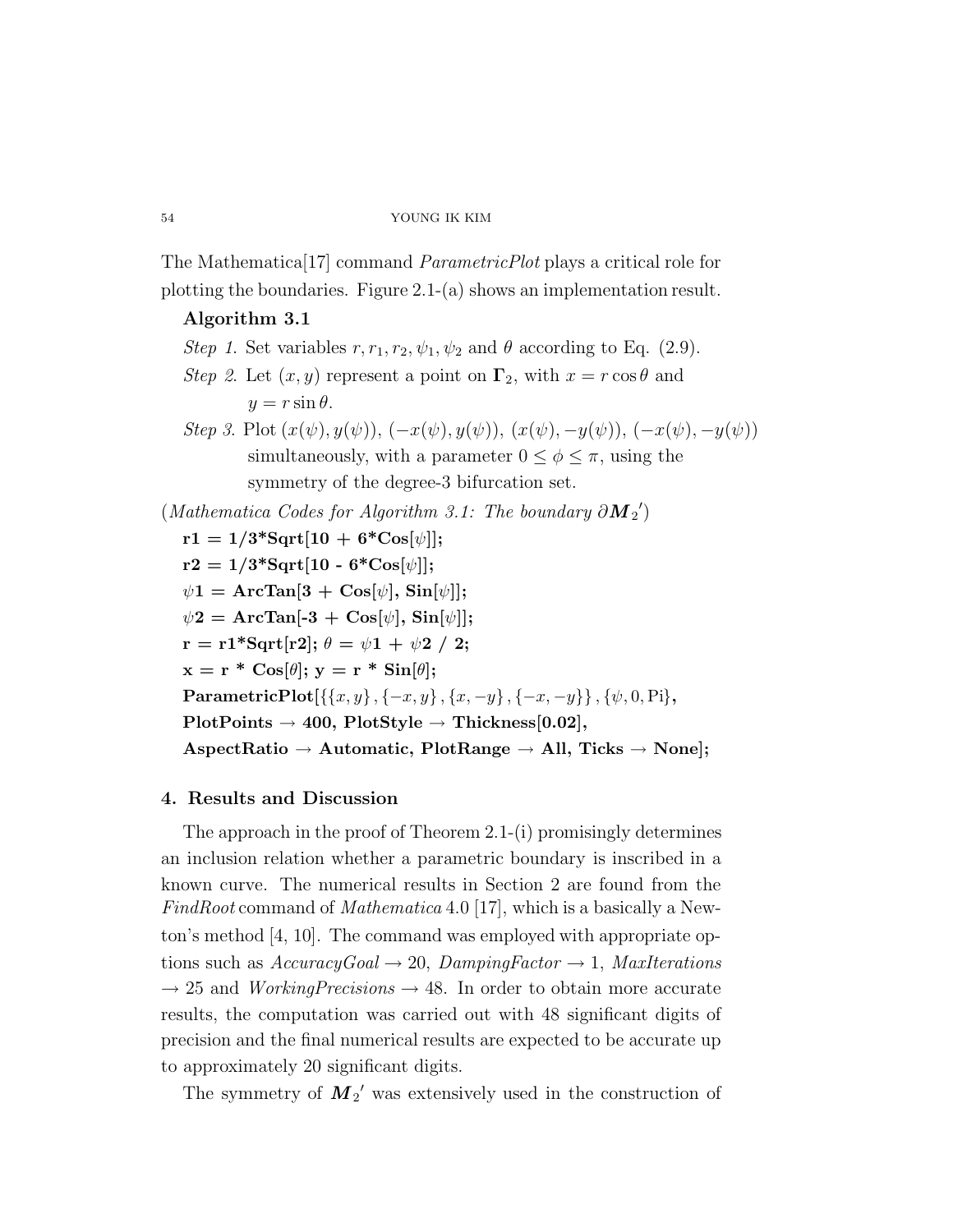The Mathematica[17] command *ParametricPlot* plays a critical role for plotting the boundaries. Figure 2.1-(a) shows an implementation result.

**Algorithm 3.1**

*Step 1.* Set variables $r, r_1, r_2, \psi_1, \psi_2$ and $\theta$ according to Eq. (2.9).

*Step 2.* Let $(x, y)$ represent a point on $\mathbf{\Gamma}_2$, with $x = r\cos\theta$ and $y = r\sin\theta$.

*Step 3.* Plot $(x(\psi), y(\psi))$, $(-x(\psi), y(\psi))$, $(x(\psi), -y(\psi))$, $(-x(\psi), -y(\psi))$ simultaneously, with a parameter $0 \le \phi \le \pi$, using the symmetry of the degree-3 bifurcation set.

(*Mathematica Codes for Algorithm 3.1: The boundary* $\partial \boldsymbol{M}_2{}'$)

```
r1 = 1/3*Sqrt[10 + 6*Cos[ψ]];
r2 = 1/3*Sqrt[10 - 6*Cos[ψ]];
ψ1 = ArcTan[3 + Cos[ψ], Sin[ψ]];
ψ2 = ArcTan[-3 + Cos[ψ], Sin[ψ]];
r = r1*Sqrt[r2]; θ = ψ1 + ψ2 / 2;
x = r * Cos[θ]; y = r * Sin[θ];
ParametricPlot[{{x, y}, {-x, y}, {x, -y}, {-x, -y}}, {ψ, 0, Pi},
PlotPoints → 400, PlotStyle → Thickness[0.02],
AspectRatio → Automatic, PlotRange → All, Ticks → None];
```

## 4. Results and Discussion

The approach in the proof of Theorem 2.1-(i) promisingly determines an inclusion relation whether a parametric boundary is inscribed in a known curve. The numerical results in Section 2 are found from the *FindRoot* command of *Mathematica* 4.0 [17], which is a basically a Newton's method [4, 10]. The command was employed with appropriate options such as *AccuracyGoal* $\to 20$, *DampingFactor* $\to 1$, *MaxIterations* $\to 25$ and *WorkingPrecisions* $\to 48$. In order to obtain more accurate results, the computation was carried out with 48 significant digits of precision and the final numerical results are expected to be accurate up to approximately 20 significant digits.

The symmetry of $\boldsymbol{M}_2{}'$ was extensively used in the construction of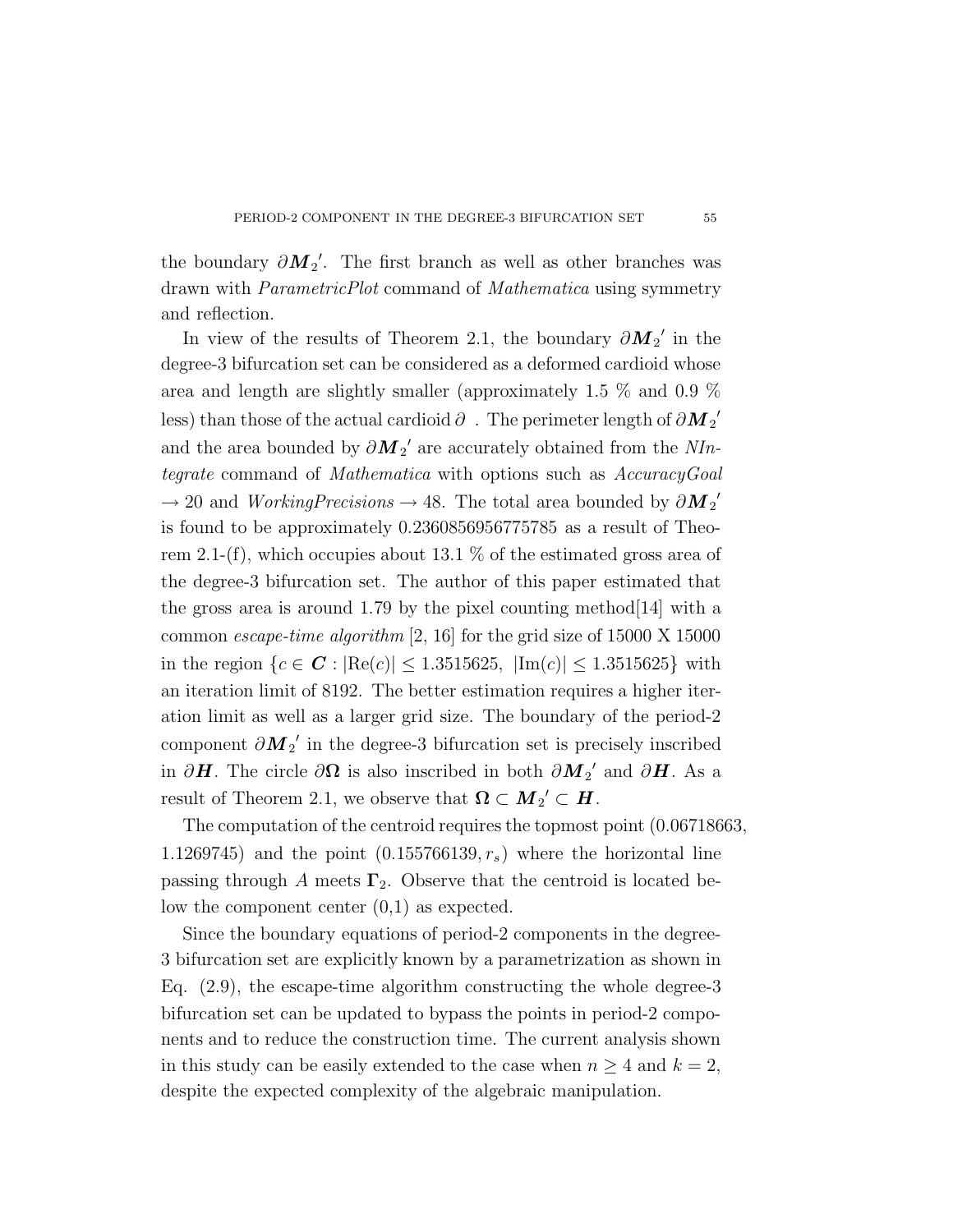the boundary $\partial \boldsymbol{M}_2{}'$. The first branch as well as other branches was drawn with *ParametricPlot* command of *Mathematica* using symmetry and reflection.

In view of the results of Theorem 2.1, the boundary $\partial \boldsymbol{M}_2{}'$ in the degree-3 bifurcation set can be considered as a deformed cardioid whose area and length are slightly smaller (approximately 1.5 % and 0.9 % less) than those of the actual cardioid $\partial$ . The perimeter length of $\partial \boldsymbol{M}_2{}'$ and the area bounded by $\partial \boldsymbol{M}_2{}'$ are accurately obtained from the *NIntegrate* command of *Mathematica* with options such as *AccuracyGoal* $\rightarrow 20$ and *WorkingPrecisions* $\rightarrow 48$. The total area bounded by $\partial \boldsymbol{M}_2{}'$ is found to be approximately 0.2360856956775785 as a result of Theorem 2.1-(f), which occupies about 13.1 % of the estimated gross area of the degree-3 bifurcation set. The author of this paper estimated that the gross area is around 1.79 by the pixel counting method[14] with a common *escape-time algorithm* [2, 16] for the grid size of 15000 X 15000 in the region $\{c \in \boldsymbol{C} : |\mathrm{Re}(c)| \leq 1.3515625,\ |\mathrm{Im}(c)| \leq 1.3515625\}$ with an iteration limit of 8192. The better estimation requires a higher iteration limit as well as a larger grid size. The boundary of the period-2 component $\partial \boldsymbol{M}_2{}'$ in the degree-3 bifurcation set is precisely inscribed in $\partial \boldsymbol{H}$. The circle $\partial \boldsymbol{\Omega}$ is also inscribed in both $\partial \boldsymbol{M}_2{}'$ and $\partial \boldsymbol{H}$. As a result of Theorem 2.1, we observe that $\boldsymbol{\Omega} \subset \boldsymbol{M}_2{}' \subset \boldsymbol{H}$.

The computation of the centroid requires the topmost point (0.06718663, 1.1269745) and the point $(0.155766139, r_s)$ where the horizontal line passing through $A$ meets $\boldsymbol{\Gamma}_2$. Observe that the centroid is located below the component center (0,1) as expected.

Since the boundary equations of period-2 components in the degree-3 bifurcation set are explicitly known by a parametrization as shown in Eq. (2.9), the escape-time algorithm constructing the whole degree-3 bifurcation set can be updated to bypass the points in period-2 components and to reduce the construction time. The current analysis shown in this study can be easily extended to the case when $n \geq 4$ and $k = 2$, despite the expected complexity of the algebraic manipulation.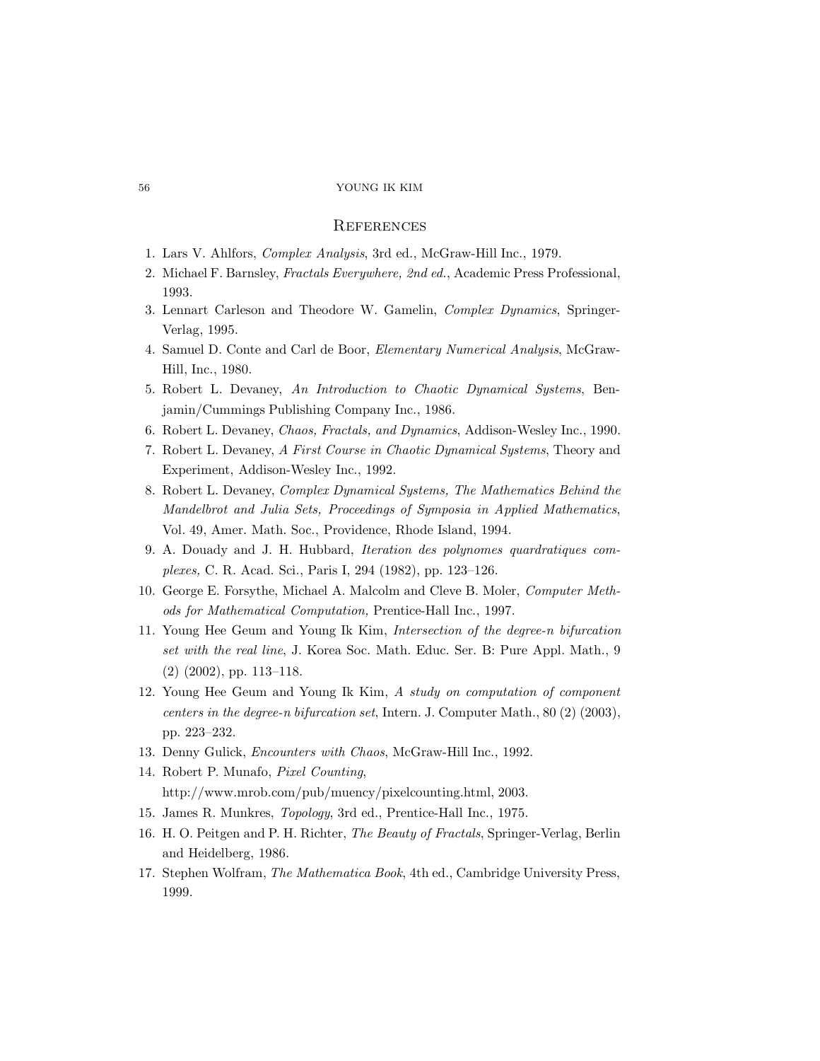## References

1. Lars V. Ahlfors, *Complex Analysis*, 3rd ed., McGraw-Hill Inc., 1979.
2. Michael F. Barnsley, *Fractals Everywhere, 2nd ed.*, Academic Press Professional, 1993.
3. Lennart Carleson and Theodore W. Gamelin, *Complex Dynamics*, Springer-Verlag, 1995.
4. Samuel D. Conte and Carl de Boor, *Elementary Numerical Analysis*, McGraw-Hill, Inc., 1980.
5. Robert L. Devaney, *An Introduction to Chaotic Dynamical Systems*, Benjamin/Cummings Publishing Company Inc., 1986.
6. Robert L. Devaney, *Chaos, Fractals, and Dynamics*, Addison-Wesley Inc., 1990.
7. Robert L. Devaney, *A First Course in Chaotic Dynamical Systems*, Theory and Experiment, Addison-Wesley Inc., 1992.
8. Robert L. Devaney, *Complex Dynamical Systems, The Mathematics Behind the Mandelbrot and Julia Sets, Proceedings of Symposia in Applied Mathematics*, Vol. 49, Amer. Math. Soc., Providence, Rhode Island, 1994.
9. A. Douady and J. H. Hubbard, *Iteration des polynomes quardratiques complexes,* C. R. Acad. Sci., Paris I, 294 (1982), pp. 123–126.
10. George E. Forsythe, Michael A. Malcolm and Cleve B. Moler, *Computer Methods for Mathematical Computation,* Prentice-Hall Inc., 1997.
11. Young Hee Geum and Young Ik Kim, *Intersection of the degree-n bifurcation set with the real line*, J. Korea Soc. Math. Educ. Ser. B: Pure Appl. Math., 9 (2) (2002), pp. 113–118.
12. Young Hee Geum and Young Ik Kim, *A study on computation of component centers in the degree-n bifurcation set*, Intern. J. Computer Math., 80 (2) (2003), pp. 223–232.
13. Denny Gulick, *Encounters with Chaos*, McGraw-Hill Inc., 1992.
14. Robert P. Munafo, *Pixel Counting*, http://www.mrob.com/pub/muency/pixelcounting.html, 2003.
15. James R. Munkres, *Topology*, 3rd ed., Prentice-Hall Inc., 1975.
16. H. O. Peitgen and P. H. Richter, *The Beauty of Fractals*, Springer-Verlag, Berlin and Heidelberg, 1986.
17. Stephen Wolfram, *The Mathematica Book*, 4th ed., Cambridge University Press, 1999.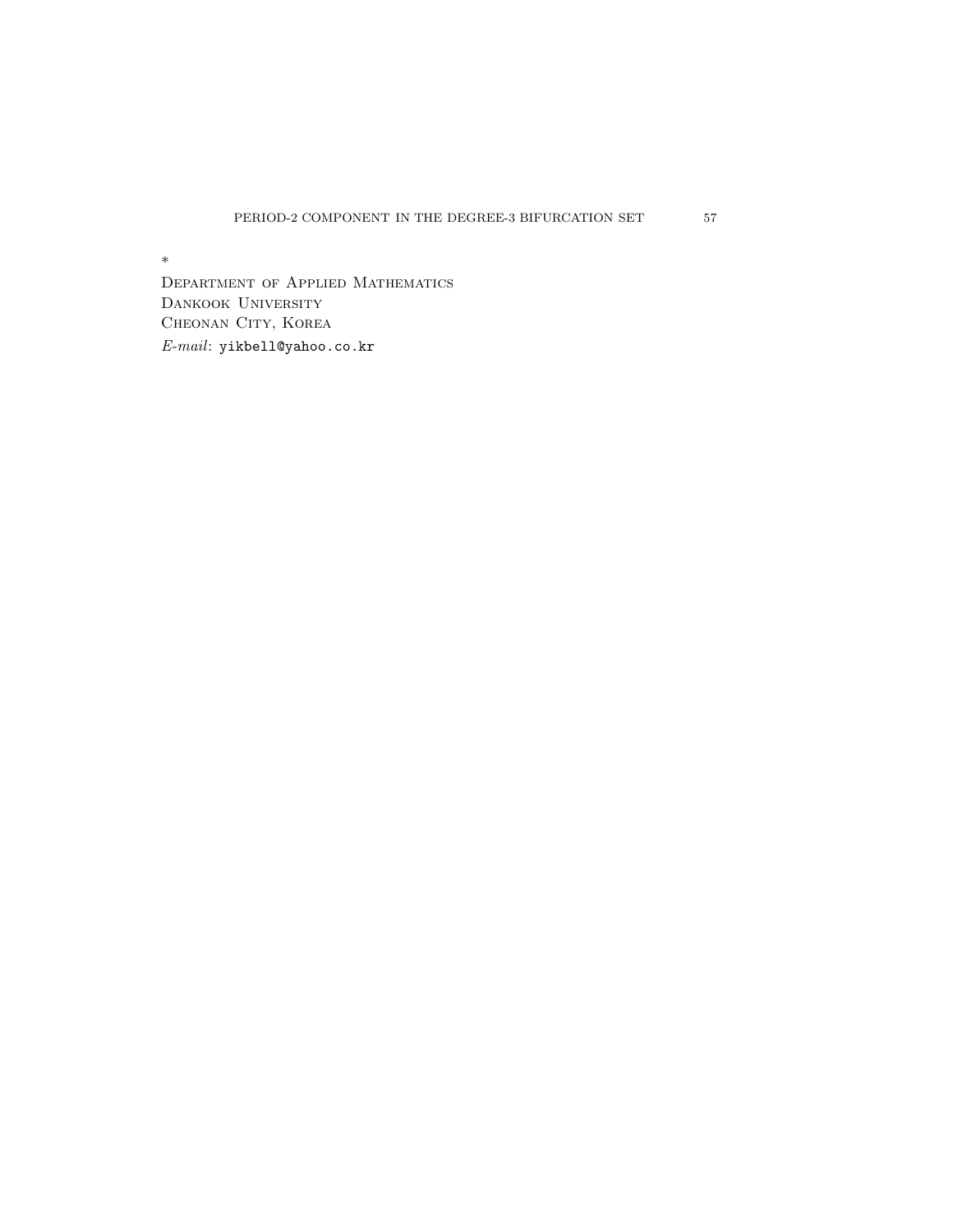*

Department of Applied Mathematics
Dankook University
Cheonan City, Korea
*E-mail*: yikbell@yahoo.co.kr